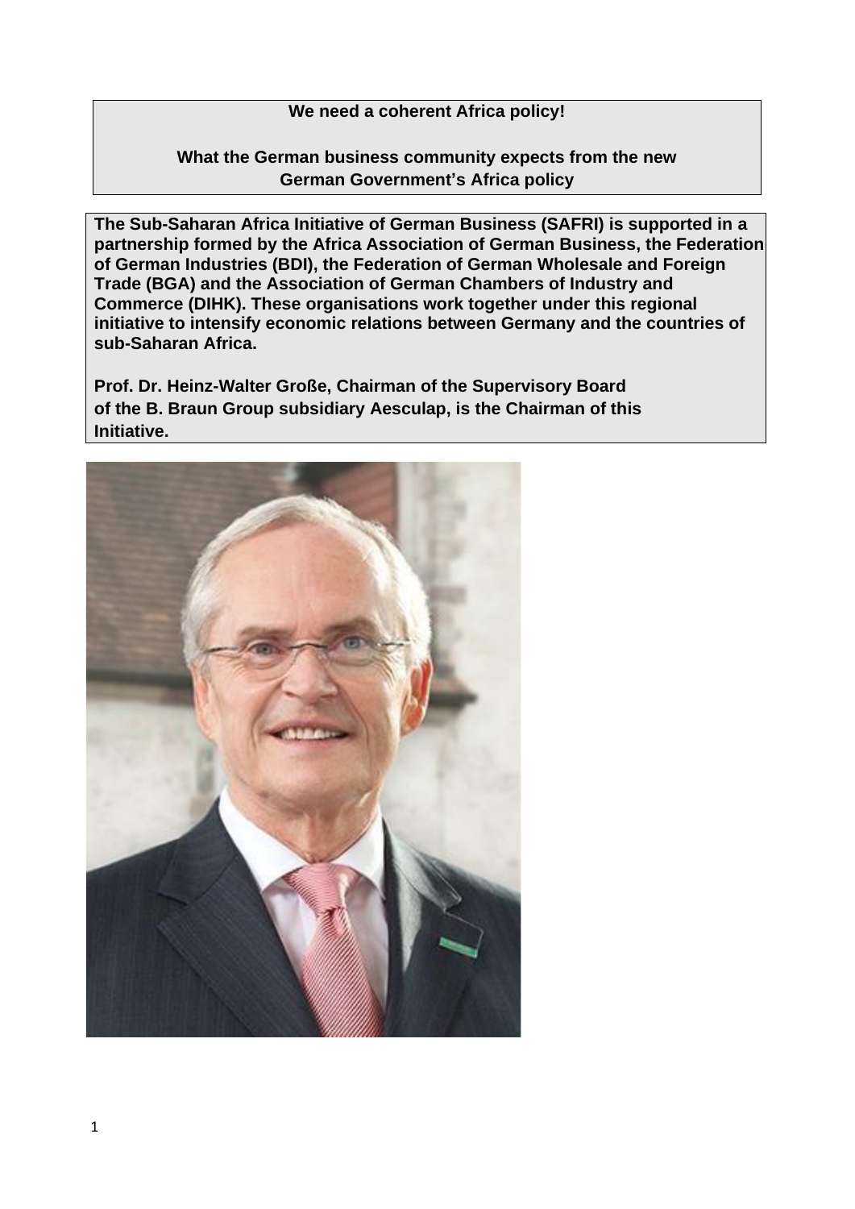**We need a coherent Africa policy!**

**What the German business community expects from the new German Government's Africa policy**

**The Sub-Saharan Africa Initiative of German Business (SAFRI) is supported in a partnership formed by the Africa Association of German Business, the Federation of German Industries (BDI), the Federation of German Wholesale and Foreign Trade (BGA) and the Association of German Chambers of Industry and Commerce (DIHK). These organisations work together under this regional initiative to intensify economic relations between Germany and the countries of sub-Saharan Africa.**

**Prof. Dr. Heinz-Walter Große, Chairman of the Supervisory Board of the B. Braun Group subsidiary Aesculap, is the Chairman of this Initiative.**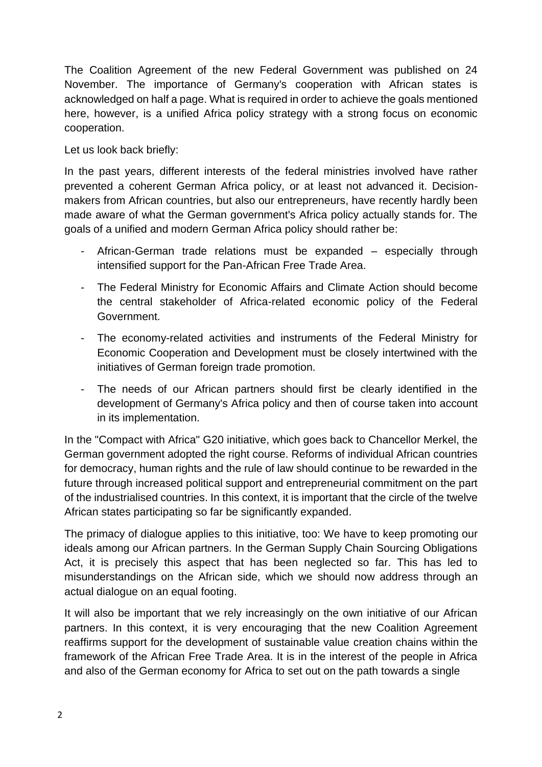The Coalition Agreement of the new Federal Government was published on 24 November. The importance of Germany's cooperation with African states is acknowledged on half a page. What is required in order to achieve the goals mentioned here, however, is a unified Africa policy strategy with a strong focus on economic cooperation.

Let us look back briefly:

In the past years, different interests of the federal ministries involved have rather prevented a coherent German Africa policy, or at least not advanced it. Decision-makers from African countries, but also our entrepreneurs, have recently hardly been made aware of what the German government's Africa policy actually stands for. The goals of a unified and modern German Africa policy should rather be:

- African-German trade relations must be expanded – especially through intensified support for the Pan-African Free Trade Area.
- The Federal Ministry for Economic Affairs and Climate Action should become the central stakeholder of Africa-related economic policy of the Federal Government.
- The economy-related activities and instruments of the Federal Ministry for Economic Cooperation and Development must be closely intertwined with the initiatives of German foreign trade promotion.
- The needs of our African partners should first be clearly identified in the development of Germany's Africa policy and then of course taken into account in its implementation.

In the "Compact with Africa" G20 initiative, which goes back to Chancellor Merkel, the German government adopted the right course. Reforms of individual African countries for democracy, human rights and the rule of law should continue to be rewarded in the future through increased political support and entrepreneurial commitment on the part of the industrialised countries. In this context, it is important that the circle of the twelve African states participating so far be significantly expanded.

The primacy of dialogue applies to this initiative, too: We have to keep promoting our ideals among our African partners. In the German Supply Chain Sourcing Obligations Act, it is precisely this aspect that has been neglected so far. This has led to misunderstandings on the African side, which we should now address through an actual dialogue on an equal footing.

It will also be important that we rely increasingly on the own initiative of our African partners. In this context, it is very encouraging that the new Coalition Agreement reaffirms support for the development of sustainable value creation chains within the framework of the African Free Trade Area. It is in the interest of the people in Africa and also of the German economy for Africa to set out on the path towards a single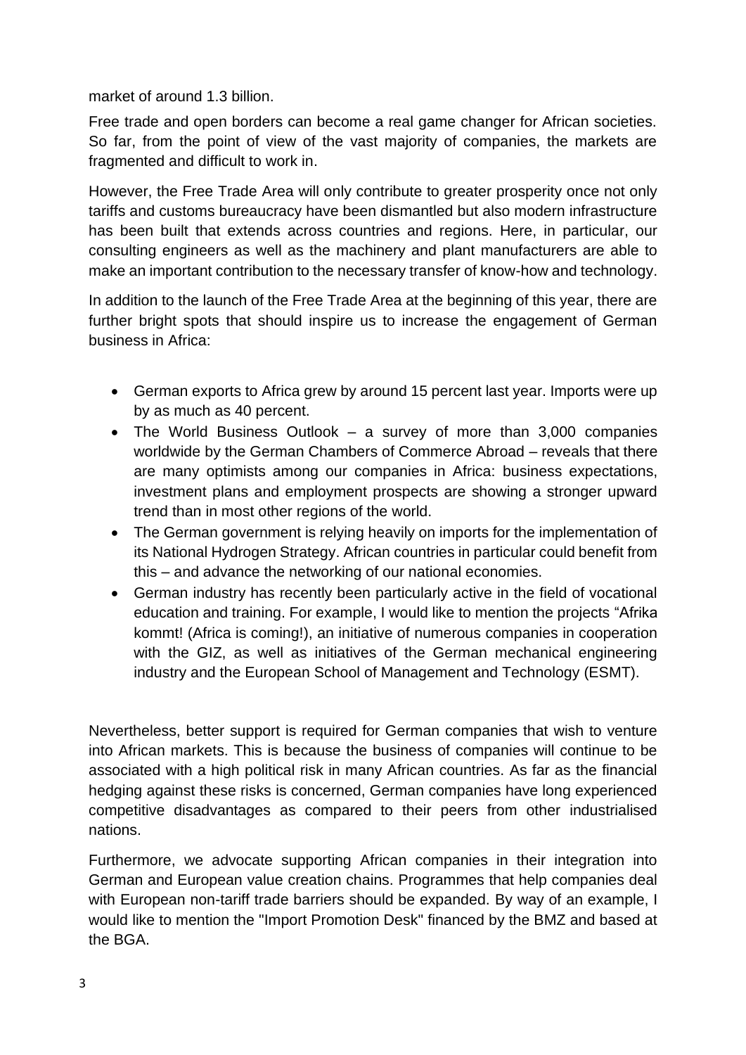market of around 1.3 billion.

Free trade and open borders can become a real game changer for African societies. So far, from the point of view of the vast majority of companies, the markets are fragmented and difficult to work in.

However, the Free Trade Area will only contribute to greater prosperity once not only tariffs and customs bureaucracy have been dismantled but also modern infrastructure has been built that extends across countries and regions. Here, in particular, our consulting engineers as well as the machinery and plant manufacturers are able to make an important contribution to the necessary transfer of know-how and technology.

In addition to the launch of the Free Trade Area at the beginning of this year, there are further bright spots that should inspire us to increase the engagement of German business in Africa:

- German exports to Africa grew by around 15 percent last year. Imports were up by as much as 40 percent.
- The World Business Outlook – a survey of more than 3,000 companies worldwide by the German Chambers of Commerce Abroad – reveals that there are many optimists among our companies in Africa: business expectations, investment plans and employment prospects are showing a stronger upward trend than in most other regions of the world.
- The German government is relying heavily on imports for the implementation of its National Hydrogen Strategy. African countries in particular could benefit from this – and advance the networking of our national economies.
- German industry has recently been particularly active in the field of vocational education and training. For example, I would like to mention the projects "Afrika kommt! (Africa is coming!), an initiative of numerous companies in cooperation with the GIZ, as well as initiatives of the German mechanical engineering industry and the European School of Management and Technology (ESMT).

Nevertheless, better support is required for German companies that wish to venture into African markets. This is because the business of companies will continue to be associated with a high political risk in many African countries. As far as the financial hedging against these risks is concerned, German companies have long experienced competitive disadvantages as compared to their peers from other industrialised nations.

Furthermore, we advocate supporting African companies in their integration into German and European value creation chains. Programmes that help companies deal with European non-tariff trade barriers should be expanded. By way of an example, I would like to mention the "Import Promotion Desk" financed by the BMZ and based at the BGA.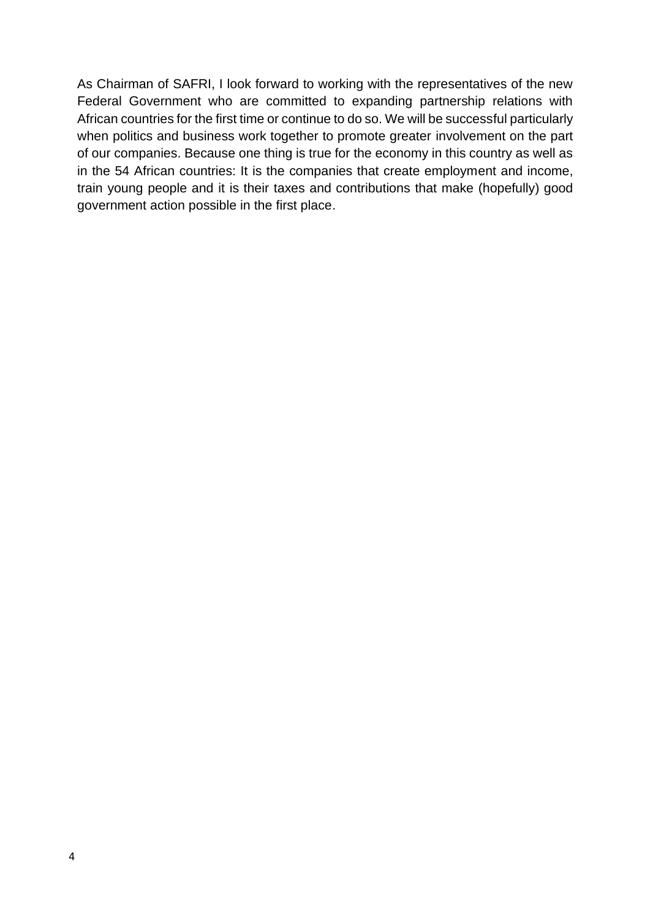As Chairman of SAFRI, I look forward to working with the representatives of the new Federal Government who are committed to expanding partnership relations with African countries for the first time or continue to do so. We will be successful particularly when politics and business work together to promote greater involvement on the part of our companies. Because one thing is true for the economy in this country as well as in the 54 African countries: It is the companies that create employment and income, train young people and it is their taxes and contributions that make (hopefully) good government action possible in the first place.